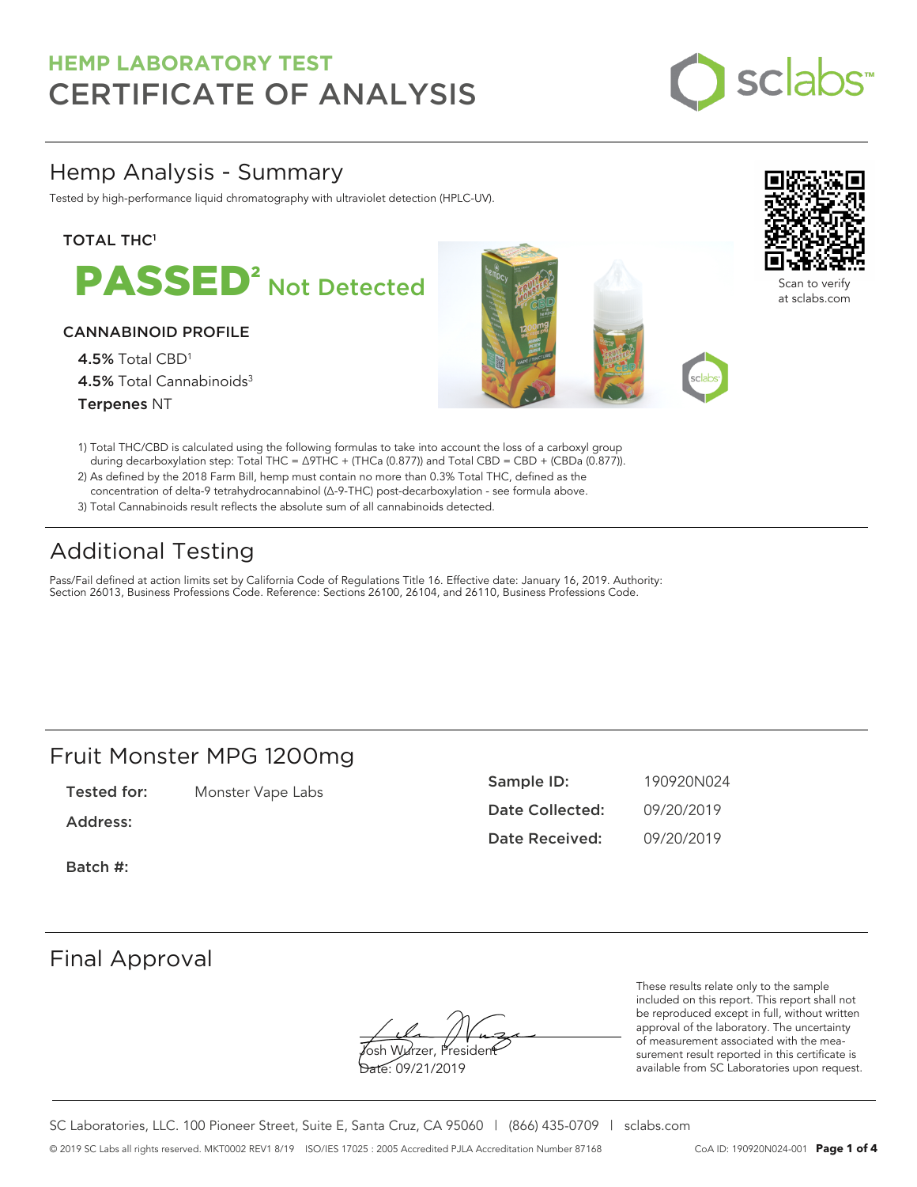# HEMP LABORATORY TEST
# CERTIFICATE OF ANALYSIS

sclabs™

## Hemp Analysis - Summary

Tested by high-performance liquid chromatography with ultraviolet detection (HPLC-UV).

Scan to verify at sclabs.com

### TOTAL THC[1]

**PASSED[2]** Not Detected

### CANNABINOID PROFILE

**4.5%** Total CBD[1]

**4.5%** Total Cannabinoids[3]

**Terpenes** NT

1) Total THC/CBD is calculated using the following formulas to take into account the loss of a carboxyl group during decarboxylation step: Total THC = Δ9THC + (THCa (0.877)) and Total CBD = CBD + (CBDa (0.877)).
2) As defined by the 2018 Farm Bill, hemp must contain no more than 0.3% Total THC, defined as the concentration of delta-9 tetrahydrocannabinol (Δ-9-THC) post-decarboxylation - see formula above.
3) Total Cannabinoids result reflects the absolute sum of all cannabinoids detected.

## Additional Testing

Pass/Fail defined at action limits set by California Code of Regulations Title 16. Effective date: January 16, 2019. Authority: Section 26013, Business Professions Code. Reference: Sections 26100, 26104, and 26110, Business Professions Code.

## Fruit Monster MPG 1200mg

**Tested for:** Monster Vape Labs

**Address:**

**Batch #:**

**Sample ID:** 190920N024

**Date Collected:** 09/20/2019

**Date Received:** 09/20/2019

## Final Approval

Josh Wurzer, President

Date: 09/21/2019

These results relate only to the sample included on this report. This report shall not be reproduced except in full, without written approval of the laboratory. The uncertainty of measurement associated with the measurement result reported in this certificate is available from SC Laboratories upon request.

SC Laboratories, LLC. 100 Pioneer Street, Suite E, Santa Cruz, CA 95060 | (866) 435-0709 | sclabs.com

© 2019 SC Labs all rights reserved. MKT0002 REV1 8/19 ISO/IES 17025 : 2005 Accredited PJLA Accreditation Number 87168 CoA ID: 190920N024-001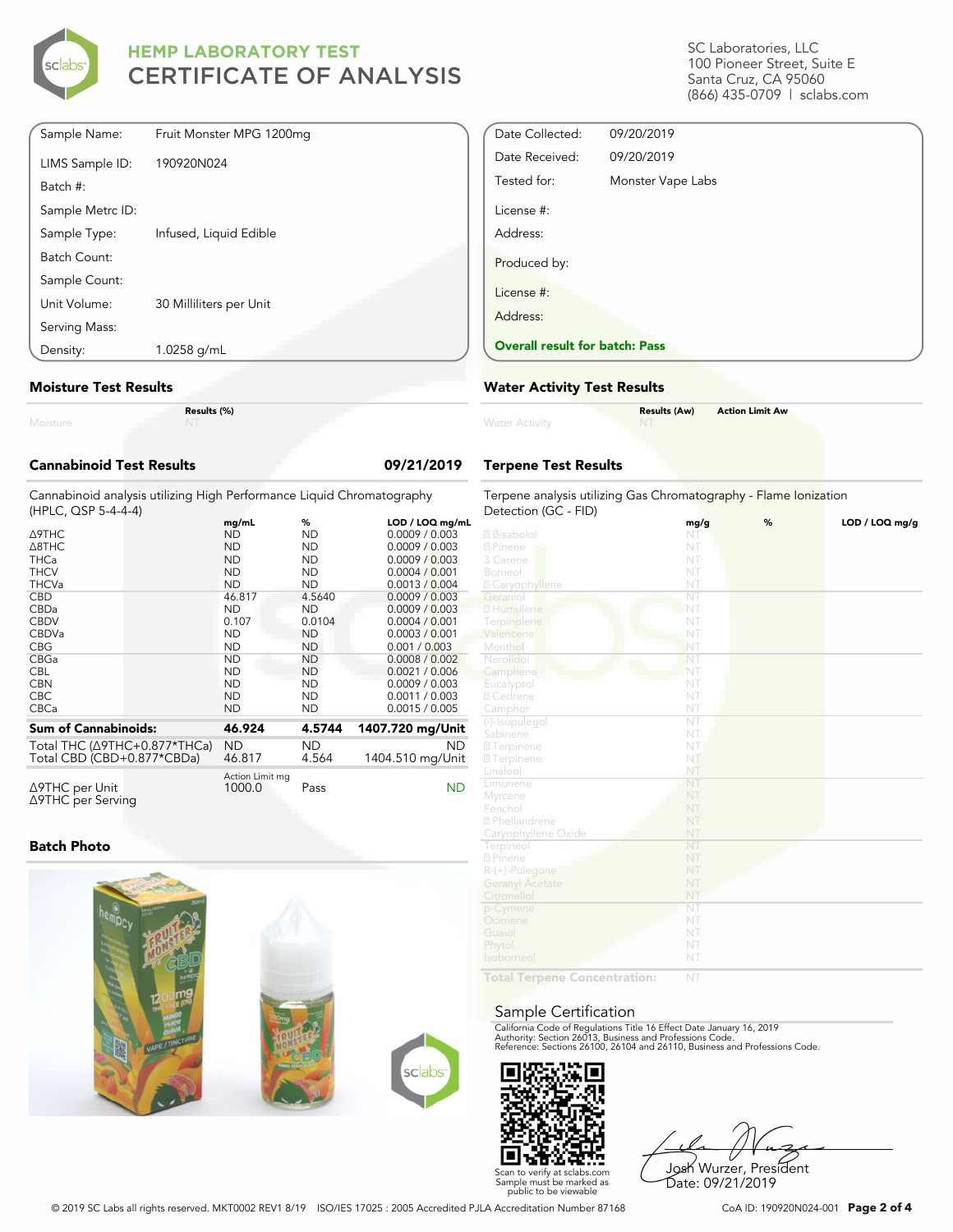# HEMP LABORATORY TEST
## CERTIFICATE OF ANALYSIS

SC Laboratories, LLC
100 Pioneer Street, Suite E
Santa Cruz, CA 95060
(866) 435-0709 | sclabs.com

| | |
|---|---|
| Sample Name: | Fruit Monster MPG 1200mg |
| LIMS Sample ID: | 190920N024 |
| Batch #: | |
| Sample Metrc ID: | |
| Sample Type: | Infused, Liquid Edible |
| Batch Count: | |
| Sample Count: | |
| Unit Volume: | 30 Milliliters per Unit |
| Serving Mass: | |
| Density: | 1.0258 g/mL |

| | |
|---|---|
| Date Collected: | 09/20/2019 |
| Date Received: | 09/20/2019 |
| Tested for: | Monster Vape Labs |
| License #: | |
| Address: | |
| Produced by: | |
| License #: | |
| Address: | |

**Overall result for batch: Pass**

### Moisture Test Results

| | Results (%) |
|---|---|
| Moisture | NT |

### Water Activity Test Results

| | Results (Aw) | Action Limit Aw |
|---|---|---|
| Water Activity | NT | |

### Cannabinoid Test Results — 09/21/2019

Cannabinoid analysis utilizing High Performance Liquid Chromatography (HPLC, QSP 5-4-4-4)

| | mg/mL | % | LOD / LOQ mg/mL |
|---|---|---|---|
| Δ9THC | ND | ND | 0.0009 / 0.003 |
| Δ8THC | ND | ND | 0.0009 / 0.003 |
| THCa | ND | ND | 0.0009 / 0.003 |
| THCV | ND | ND | 0.0004 / 0.001 |
| THCVa | ND | ND | 0.0013 / 0.004 |
| CBD | 46.817 | 4.5640 | 0.0009 / 0.003 |
| CBDa | ND | ND | 0.0009 / 0.003 |
| CBDV | 0.107 | 0.0104 | 0.0004 / 0.001 |
| CBDVa | ND | ND | 0.0003 / 0.001 |
| CBG | ND | ND | 0.001 / 0.003 |
| CBGa | ND | ND | 0.0008 / 0.002 |
| CBL | ND | ND | 0.0021 / 0.006 |
| CBN | ND | ND | 0.0009 / 0.003 |
| CBC | ND | ND | 0.0011 / 0.003 |
| CBCa | ND | ND | 0.0015 / 0.005 |
| **Sum of Cannabinoids:** | **46.924** | **4.5744** | **1407.720 mg/Unit** |
| Total THC (Δ9THC+0.877*THCa) | ND | ND | ND |
| Total CBD (CBD+0.877*CBDa) | 46.817 | 4.564 | 1404.510 mg/Unit |

| | Action Limit mg | | |
|---|---|---|---|
| Δ9THC per Unit | 1000.0 | Pass | ND |
| Δ9THC per Serving | | | |

### Terpene Test Results

Terpene analysis utilizing Gas Chromatography - Flame Ionization Detection (GC - FID)

| | mg/g | % | LOD / LOQ mg/g |
|---|---|---|---|
| Bisabolol | NT | | |
| Pinene | NT | | |
| 3 Carene | NT | | |
| Borneol | NT | | |
| Caryophyllene | NT | | |
| Geraniol | NT | | |
| Humulene | NT | | |
| Terpinolene | NT | | |
| Valencene | NT | | |
| Menthol | NT | | |
| Nerolidol | NT | | |
| Camphene | NT | | |
| Eucalyptol | NT | | |
| Cedrene | NT | | |
| Camphor | NT | | |
| (-)-Isopulegol | NT | | |
| Sabinene | NT | | |
| Terpinene | NT | | |
| Terpinene | NT | | |
| Linalool | NT | | |
| Limonene | NT | | |
| Myrcene | NT | | |
| Fenchol | NT | | |
| Phellandrene | NT | | |
| Caryophyllene Oxide | NT | | |
| Terpineol | NT | | |
| Pinene | NT | | |
| R-(+)-Pulegone | NT | | |
| Geranyl Acetate | NT | | |
| Citronellol | NT | | |
| p-Cymene | NT | | |
| Ocimene | NT | | |
| Guaiol | NT | | |
| Phytol | NT | | |
| Isoborneol | NT | | |
| **Total Terpene Concentration:** | NT | | |

### Batch Photo

### Sample Certification

California Code of Regulations Title 16 Effect Date January 16, 2019
Authority: Section 26013, Business and Professions Code.
Reference: Sections 26100, 26104 and 26110, Business and Professions Code.

Scan to verify at sclabs.com
Sample must be marked as public to be viewable

Josh Wurzer, President
Date: 09/21/2019

© 2019 SC Labs all rights reserved. MKT0002 REV1 8/19 ISO/IES 17025 : 2005 Accredited PJLA Accreditation Number 87168

CoA ID: 190920N024-001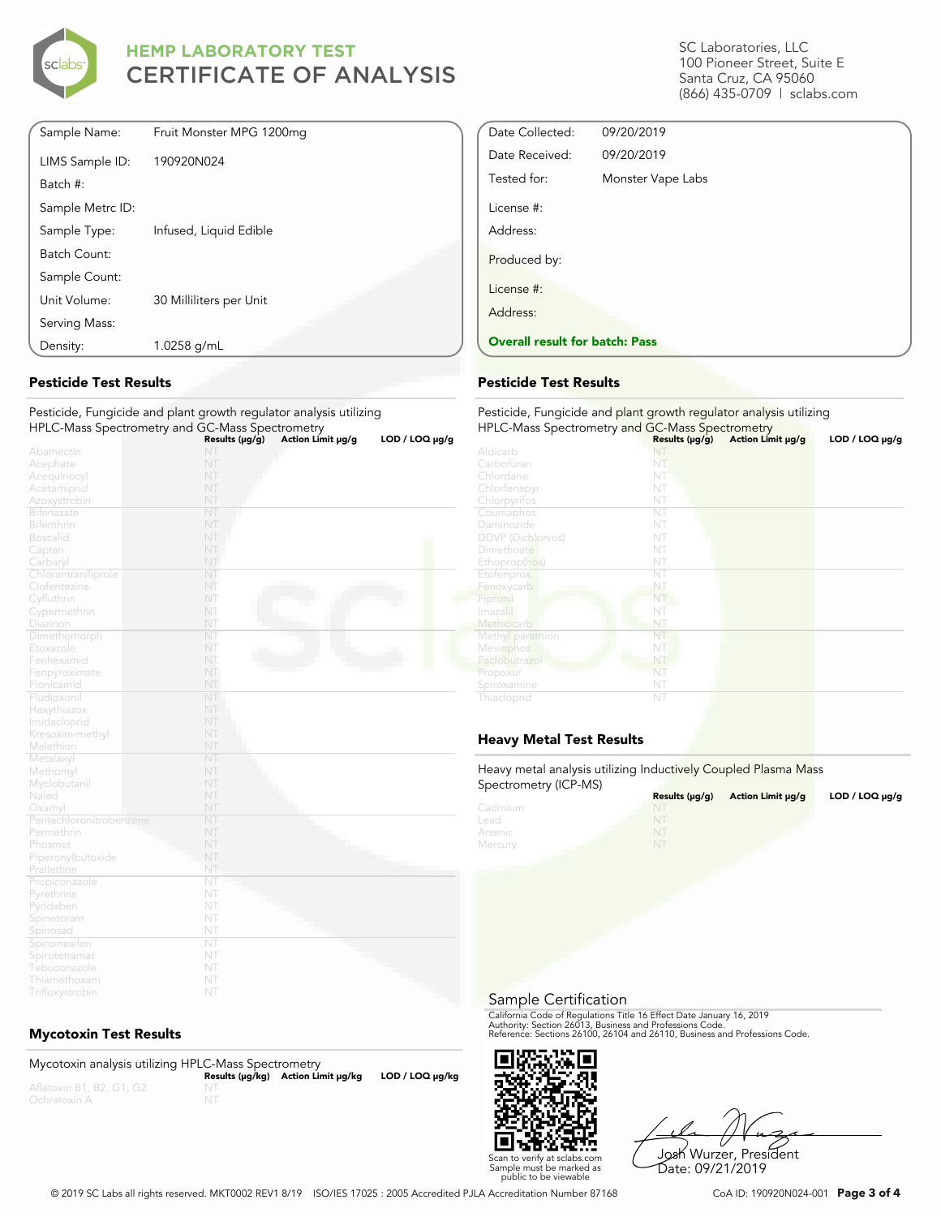# HEMP LABORATORY TEST
# CERTIFICATE OF ANALYSIS

SC Laboratories, LLC
100 Pioneer Street, Suite E
Santa Cruz, CA 95060
(866) 435-0709 | sclabs.com

| | |
|---|---|
| Sample Name: | Fruit Monster MPG 1200mg |
| LIMS Sample ID: | 190920N024 |
| Batch #: | |
| Sample Metrc ID: | |
| Sample Type: | Infused, Liquid Edible |
| Batch Count: | |
| Sample Count: | |
| Unit Volume: | 30 Milliliters per Unit |
| Serving Mass: | |
| Density: | 1.0258 g/mL |

| | |
|---|---|
| Date Collected: | 09/20/2019 |
| Date Received: | 09/20/2019 |
| Tested for: | Monster Vape Labs |
| License #: | |
| Address: | |
| Produced by: | |
| License #: | |
| Address: | |

**Overall result for batch: Pass**

## Pesticide Test Results

Pesticide, Fungicide and plant growth regulator analysis utilizing HPLC-Mass Spectrometry and GC-Mass Spectrometry

| | Results (μg/g) | Action Limit μg/g | LOD / LOQ μg/g |
|---|---|---|---|
| Abamectin | NT | | |
| Acephate | NT | | |
| Acequinocyl | NT | | |
| Acetamiprid | NT | | |
| Azoxystrobin | NT | | |
| Bifenazate | NT | | |
| Bifenthrin | NT | | |
| Boscalid | NT | | |
| Captan | NT | | |
| Carbaryl | NT | | |
| Chlorantraniliprole | NT | | |
| Clofentezine | NT | | |
| Cyfluthrin | NT | | |
| Cypermethrin | NT | | |
| Diazinon | NT | | |
| Dimethomorph | NT | | |
| Etoxazole | NT | | |
| Fenhexamid | NT | | |
| Fenpyroximate | NT | | |
| Flonicamid | NT | | |
| Fludioxonil | NT | | |
| Hexythiazox | NT | | |
| Imidacloprid | NT | | |
| Kresoxim-methyl | NT | | |
| Malathion | NT | | |
| Metalaxyl | NT | | |
| Methomyl | NT | | |
| Myclobutanil | NT | | |
| Naled | NT | | |
| Oxamyl | NT | | |
| Pentachloronitrobenzene | NT | | |
| Permethrin | NT | | |
| Phosmet | NT | | |
| Piperonylbutoxide | NT | | |
| Prallethrin | NT | | |
| Propiconazole | NT | | |
| Pyrethrins | NT | | |
| Pyridaben | NT | | |
| Spinetoram | NT | | |
| Spinosad | NT | | |
| Spiromesifen | NT | | |
| Spirotetramat | NT | | |
| Tebuconazole | NT | | |
| Thiamethoxam | NT | | |
| Trifloxystrobin | NT | | |

## Pesticide Test Results

Pesticide, Fungicide and plant growth regulator analysis utilizing HPLC-Mass Spectrometry and GC-Mass Spectrometry

| | Results (μg/g) | Action Limit μg/g | LOD / LOQ μg/g |
|---|---|---|---|
| Aldicarb | NT | | |
| Carbofuran | NT | | |
| Chlordane | NT | | |
| Chlorfenapyr | NT | | |
| Chlorpyrifos | NT | | |
| Coumaphos | NT | | |
| Daminozide | NT | | |
| DDVP (Dichlorvos) | NT | | |
| Dimethoate | NT | | |
| Ethoprop(hos) | NT | | |
| Etofenprox | NT | | |
| Fenoxycarb | NT | | |
| Fipronil | NT | | |
| Imazalil | NT | | |
| Methiocarb | NT | | |
| Methyl parathion | NT | | |
| Mevinphos | NT | | |
| Paclobutrazol | NT | | |
| Propoxur | NT | | |
| Spiroxamine | NT | | |
| Thiacloprid | NT | | |

## Heavy Metal Test Results

Heavy metal analysis utilizing Inductively Coupled Plasma Mass Spectrometry (ICP-MS)

| | Results (μg/g) | Action Limit μg/g | LOD / LOQ μg/g |
|---|---|---|---|
| Cadmium | NT | | |
| Lead | NT | | |
| Arsenic | NT | | |
| Mercury | NT | | |

## Mycotoxin Test Results

Mycotoxin analysis utilizing HPLC-Mass Spectrometry

| | Results (μg/kg) | Action Limit μg/kg | LOD / LOQ μg/kg |
|---|---|---|---|
| Aflatoxin B1, B2, G1, G2 | NT | | |
| Ochratoxin A | NT | | |

## Sample Certification

California Code of Regulations Title 16 Effect Date January 16, 2019
Authority: Section 26013, Business and Professions Code.
Reference: Sections 26100, 26104 and 26110, Business and Professions Code.

Scan to verify at sclabs.com
Sample must be marked as public to be viewable

Josh Wurzer, President
Date: 09/21/2019

© 2019 SC Labs all rights reserved. MKT0002 REV1 8/19 ISO/IES 17025 : 2005 Accredited PJLA Accreditation Number 87168

CoA ID: 190920N024-001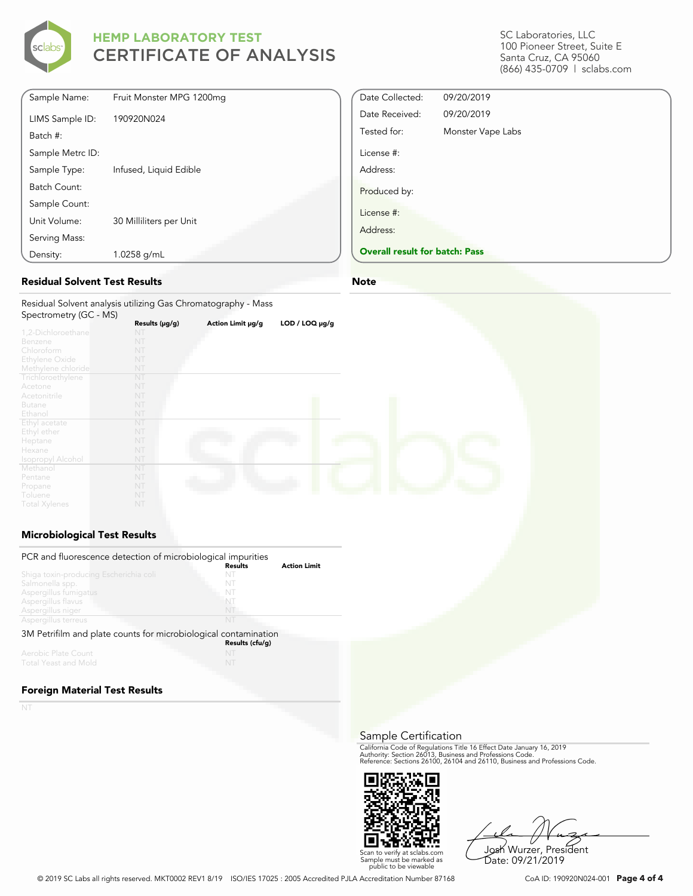# HEMP LABORATORY TEST
# CERTIFICATE OF ANALYSIS

SC Laboratories, LLC
100 Pioneer Street, Suite E
Santa Cruz, CA 95060
(866) 435-0709 | sclabs.com

| | |
|---|---|
| Sample Name: | Fruit Monster MPG 1200mg |
| LIMS Sample ID: | 190920N024 |
| Batch #: | |
| Sample Metrc ID: | |
| Sample Type: | Infused, Liquid Edible |
| Batch Count: | |
| Sample Count: | |
| Unit Volume: | 30 Milliliters per Unit |
| Serving Mass: | |
| Density: | 1.0258 g/mL |

| | |
|---|---|
| Date Collected: | 09/20/2019 |
| Date Received: | 09/20/2019 |
| Tested for: | Monster Vape Labs |
| License #: | |
| Address: | |
| Produced by: | |
| License #: | |
| Address: | |

**Overall result for batch: Pass**

## Residual Solvent Test Results

Residual Solvent analysis utilizing Gas Chromatography - Mass Spectrometry (GC - MS)

| | Results (µg/g) | Action Limit µg/g | LOD / LOQ µg/g |
|---|---|---|---|
| 1,2-Dichloroethane | NT | | |
| Benzene | NT | | |
| Chloroform | NT | | |
| Ethylene Oxide | NT | | |
| Methylene chloride | NT | | |
| Trichloroethylene | NT | | |
| Acetone | NT | | |
| Acetonitrile | NT | | |
| Butane | NT | | |
| Ethanol | NT | | |
| Ethyl acetate | NT | | |
| Ethyl ether | NT | | |
| Heptane | NT | | |
| Hexane | NT | | |
| Isopropyl Alcohol | NT | | |
| Methanol | NT | | |
| Pentane | NT | | |
| Propane | NT | | |
| Toluene | NT | | |
| Total Xylenes | NT | | |

## Note

## Microbiological Test Results

PCR and fluorescence detection of microbiological impurities

| | Results | Action Limit |
|---|---|---|
| Shiga toxin-producing Escherichia coli | NT | |
| Salmonella spp. | NT | |
| Aspergillus fumigatus | NT | |
| Aspergillus flavus | NT | |
| Aspergillus niger | NT | |
| Aspergillus terreus | NT | |

3M Petrifilm and plate counts for microbiological contamination

| | Results (cfu/g) |
|---|---|
| Aerobic Plate Count | NT |
| Total Yeast and Mold | NT |

## Foreign Material Test Results

NT

## Sample Certification

California Code of Regulations Title 16 Effect Date January 16, 2019
Authority: Section 26013, Business and Professions Code.
Reference: Sections 26100, 26104 and 26110, Business and Professions Code.

Scan to verify at sclabs.com
Sample must be marked as public to be viewable

Josh Wurzer, President
Date: 09/21/2019

© 2019 SC Labs all rights reserved. MKT0002 REV1 8/19 ISO/IES 17025 : 2005 Accredited PJLA Accreditation Number 87168

CoA ID: 190920N024-001